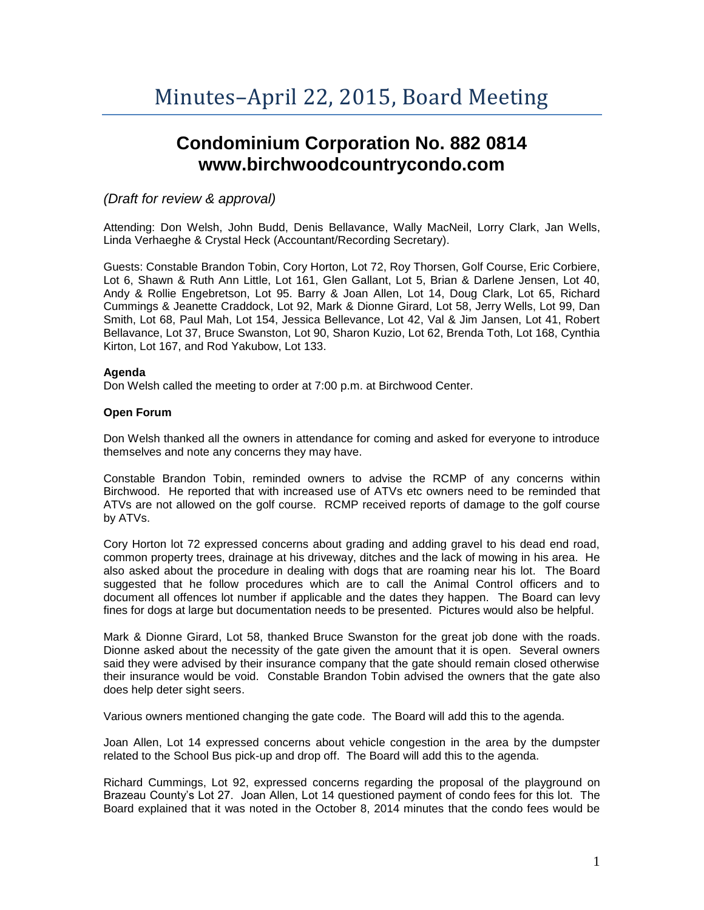# Minutes–April 22, 2015, Board Meeting

## Condominium Corporation No. 882 0814
## www.birchwoodcountrycondo.com

*(Draft for review & approval)*

Attending: Don Welsh, John Budd, Denis Bellavance, Wally MacNeil, Lorry Clark, Jan Wells, Linda Verhaeghe & Crystal Heck (Accountant/Recording Secretary).

Guests: Constable Brandon Tobin, Cory Horton, Lot 72, Roy Thorsen, Golf Course, Eric Corbiere, Lot 6, Shawn & Ruth Ann Little, Lot 161, Glen Gallant, Lot 5, Brian & Darlene Jensen, Lot 40, Andy & Rollie Engebretson, Lot 95. Barry & Joan Allen, Lot 14, Doug Clark, Lot 65, Richard Cummings & Jeanette Craddock, Lot 92, Mark & Dionne Girard, Lot 58, Jerry Wells, Lot 99, Dan Smith, Lot 68, Paul Mah, Lot 154, Jessica Bellevance, Lot 42, Val & Jim Jansen, Lot 41, Robert Bellavance, Lot 37, Bruce Swanston, Lot 90, Sharon Kuzio, Lot 62, Brenda Toth, Lot 168, Cynthia Kirton, Lot 167, and Rod Yakubow, Lot 133.

**Agenda**

Don Welsh called the meeting to order at 7:00 p.m. at Birchwood Center.

**Open Forum**

Don Welsh thanked all the owners in attendance for coming and asked for everyone to introduce themselves and note any concerns they may have.

Constable Brandon Tobin, reminded owners to advise the RCMP of any concerns within Birchwood. He reported that with increased use of ATVs etc owners need to be reminded that ATVs are not allowed on the golf course. RCMP received reports of damage to the golf course by ATVs.

Cory Horton lot 72 expressed concerns about grading and adding gravel to his dead end road, common property trees, drainage at his driveway, ditches and the lack of mowing in his area. He also asked about the procedure in dealing with dogs that are roaming near his lot. The Board suggested that he follow procedures which are to call the Animal Control officers and to document all offences lot number if applicable and the dates they happen. The Board can levy fines for dogs at large but documentation needs to be presented. Pictures would also be helpful.

Mark & Dionne Girard, Lot 58, thanked Bruce Swanston for the great job done with the roads. Dionne asked about the necessity of the gate given the amount that it is open. Several owners said they were advised by their insurance company that the gate should remain closed otherwise their insurance would be void. Constable Brandon Tobin advised the owners that the gate also does help deter sight seers.

Various owners mentioned changing the gate code. The Board will add this to the agenda.

Joan Allen, Lot 14 expressed concerns about vehicle congestion in the area by the dumpster related to the School Bus pick-up and drop off. The Board will add this to the agenda.

Richard Cummings, Lot 92, expressed concerns regarding the proposal of the playground on Brazeau County's Lot 27. Joan Allen, Lot 14 questioned payment of condo fees for this lot. The Board explained that it was noted in the October 8, 2014 minutes that the condo fees would be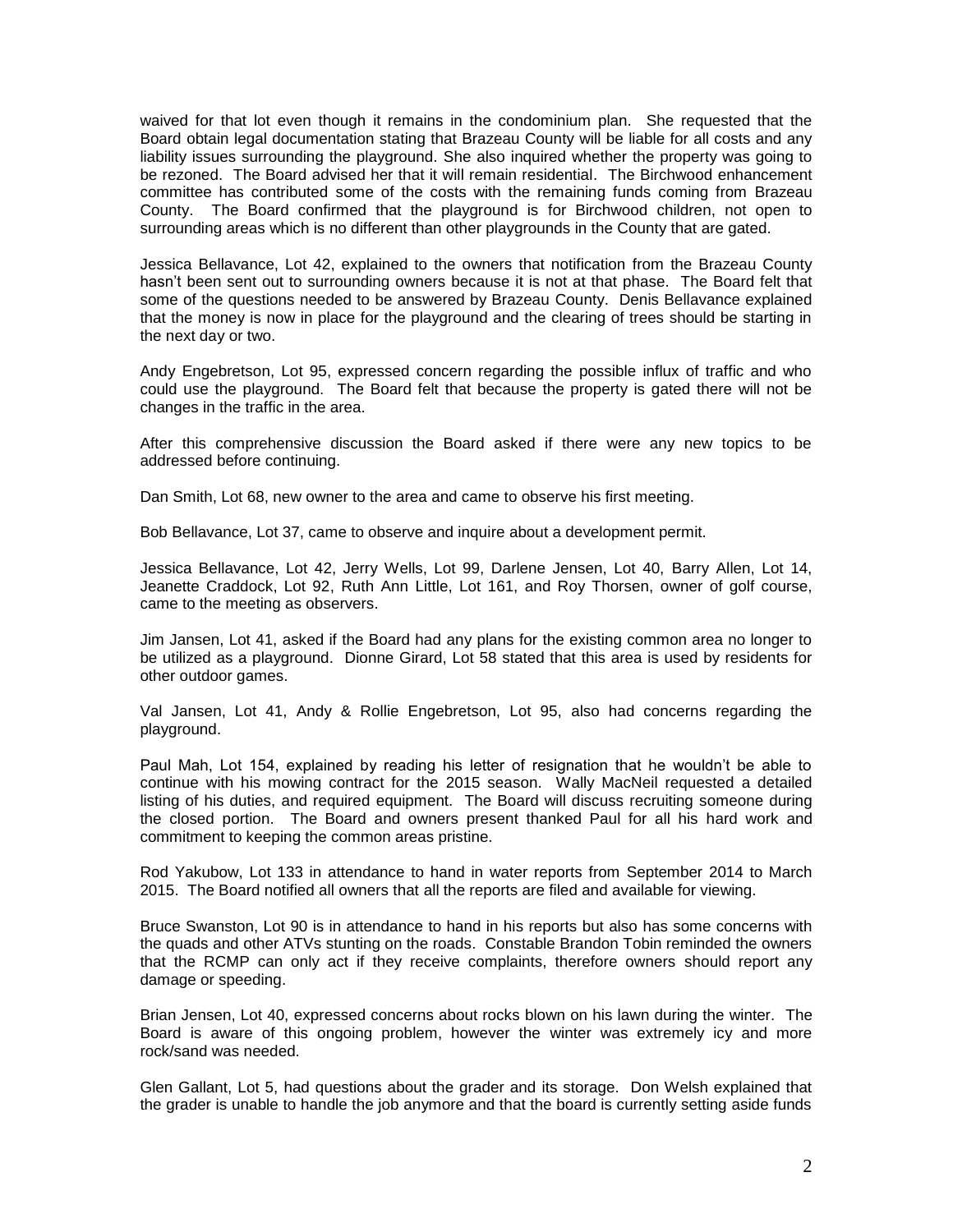waived for that lot even though it remains in the condominium plan. She requested that the Board obtain legal documentation stating that Brazeau County will be liable for all costs and any liability issues surrounding the playground. She also inquired whether the property was going to be rezoned. The Board advised her that it will remain residential. The Birchwood enhancement committee has contributed some of the costs with the remaining funds coming from Brazeau County. The Board confirmed that the playground is for Birchwood children, not open to surrounding areas which is no different than other playgrounds in the County that are gated.

Jessica Bellavance, Lot 42, explained to the owners that notification from the Brazeau County hasn't been sent out to surrounding owners because it is not at that phase. The Board felt that some of the questions needed to be answered by Brazeau County. Denis Bellavance explained that the money is now in place for the playground and the clearing of trees should be starting in the next day or two.

Andy Engebretson, Lot 95, expressed concern regarding the possible influx of traffic and who could use the playground. The Board felt that because the property is gated there will not be changes in the traffic in the area.

After this comprehensive discussion the Board asked if there were any new topics to be addressed before continuing.

Dan Smith, Lot 68, new owner to the area and came to observe his first meeting.

Bob Bellavance, Lot 37, came to observe and inquire about a development permit.

Jessica Bellavance, Lot 42, Jerry Wells, Lot 99, Darlene Jensen, Lot 40, Barry Allen, Lot 14, Jeanette Craddock, Lot 92, Ruth Ann Little, Lot 161, and Roy Thorsen, owner of golf course, came to the meeting as observers.

Jim Jansen, Lot 41, asked if the Board had any plans for the existing common area no longer to be utilized as a playground. Dionne Girard, Lot 58 stated that this area is used by residents for other outdoor games.

Val Jansen, Lot 41, Andy & Rollie Engebretson, Lot 95, also had concerns regarding the playground.

Paul Mah, Lot 154, explained by reading his letter of resignation that he wouldn't be able to continue with his mowing contract for the 2015 season. Wally MacNeil requested a detailed listing of his duties, and required equipment. The Board will discuss recruiting someone during the closed portion. The Board and owners present thanked Paul for all his hard work and commitment to keeping the common areas pristine.

Rod Yakubow, Lot 133 in attendance to hand in water reports from September 2014 to March 2015. The Board notified all owners that all the reports are filed and available for viewing.

Bruce Swanston, Lot 90 is in attendance to hand in his reports but also has some concerns with the quads and other ATVs stunting on the roads. Constable Brandon Tobin reminded the owners that the RCMP can only act if they receive complaints, therefore owners should report any damage or speeding.

Brian Jensen, Lot 40, expressed concerns about rocks blown on his lawn during the winter. The Board is aware of this ongoing problem, however the winter was extremely icy and more rock/sand was needed.

Glen Gallant, Lot 5, had questions about the grader and its storage. Don Welsh explained that the grader is unable to handle the job anymore and that the board is currently setting aside funds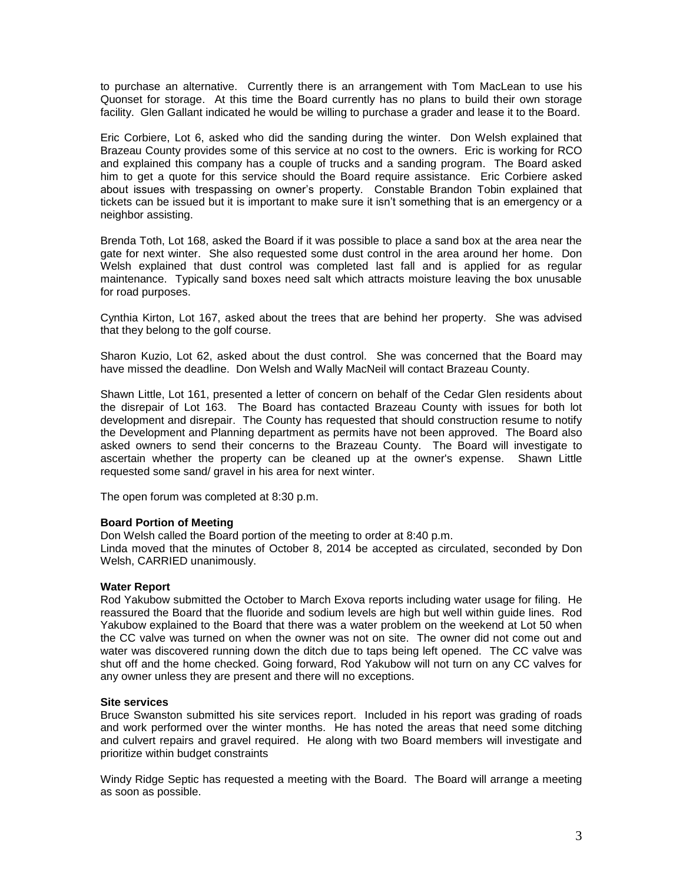to purchase an alternative. Currently there is an arrangement with Tom MacLean to use his Quonset for storage. At this time the Board currently has no plans to build their own storage facility. Glen Gallant indicated he would be willing to purchase a grader and lease it to the Board.

Eric Corbiere, Lot 6, asked who did the sanding during the winter. Don Welsh explained that Brazeau County provides some of this service at no cost to the owners. Eric is working for RCO and explained this company has a couple of trucks and a sanding program. The Board asked him to get a quote for this service should the Board require assistance. Eric Corbiere asked about issues with trespassing on owner's property. Constable Brandon Tobin explained that tickets can be issued but it is important to make sure it isn't something that is an emergency or a neighbor assisting.

Brenda Toth, Lot 168, asked the Board if it was possible to place a sand box at the area near the gate for next winter. She also requested some dust control in the area around her home. Don Welsh explained that dust control was completed last fall and is applied for as regular maintenance. Typically sand boxes need salt which attracts moisture leaving the box unusable for road purposes.

Cynthia Kirton, Lot 167, asked about the trees that are behind her property. She was advised that they belong to the golf course.

Sharon Kuzio, Lot 62, asked about the dust control. She was concerned that the Board may have missed the deadline. Don Welsh and Wally MacNeil will contact Brazeau County.

Shawn Little, Lot 161, presented a letter of concern on behalf of the Cedar Glen residents about the disrepair of Lot 163. The Board has contacted Brazeau County with issues for both lot development and disrepair. The County has requested that should construction resume to notify the Development and Planning department as permits have not been approved. The Board also asked owners to send their concerns to the Brazeau County. The Board will investigate to ascertain whether the property can be cleaned up at the owner's expense. Shawn Little requested some sand/ gravel in his area for next winter.

The open forum was completed at 8:30 p.m.

**Board Portion of Meeting**

Don Welsh called the Board portion of the meeting to order at 8:40 p.m.
Linda moved that the minutes of October 8, 2014 be accepted as circulated, seconded by Don Welsh, CARRIED unanimously.

**Water Report**

Rod Yakubow submitted the October to March Exova reports including water usage for filing. He reassured the Board that the fluoride and sodium levels are high but well within guide lines. Rod Yakubow explained to the Board that there was a water problem on the weekend at Lot 50 when the CC valve was turned on when the owner was not on site. The owner did not come out and water was discovered running down the ditch due to taps being left opened. The CC valve was shut off and the home checked. Going forward, Rod Yakubow will not turn on any CC valves for any owner unless they are present and there will no exceptions.

**Site services**

Bruce Swanston submitted his site services report. Included in his report was grading of roads and work performed over the winter months. He has noted the areas that need some ditching and culvert repairs and gravel required. He along with two Board members will investigate and prioritize within budget constraints

Windy Ridge Septic has requested a meeting with the Board. The Board will arrange a meeting as soon as possible.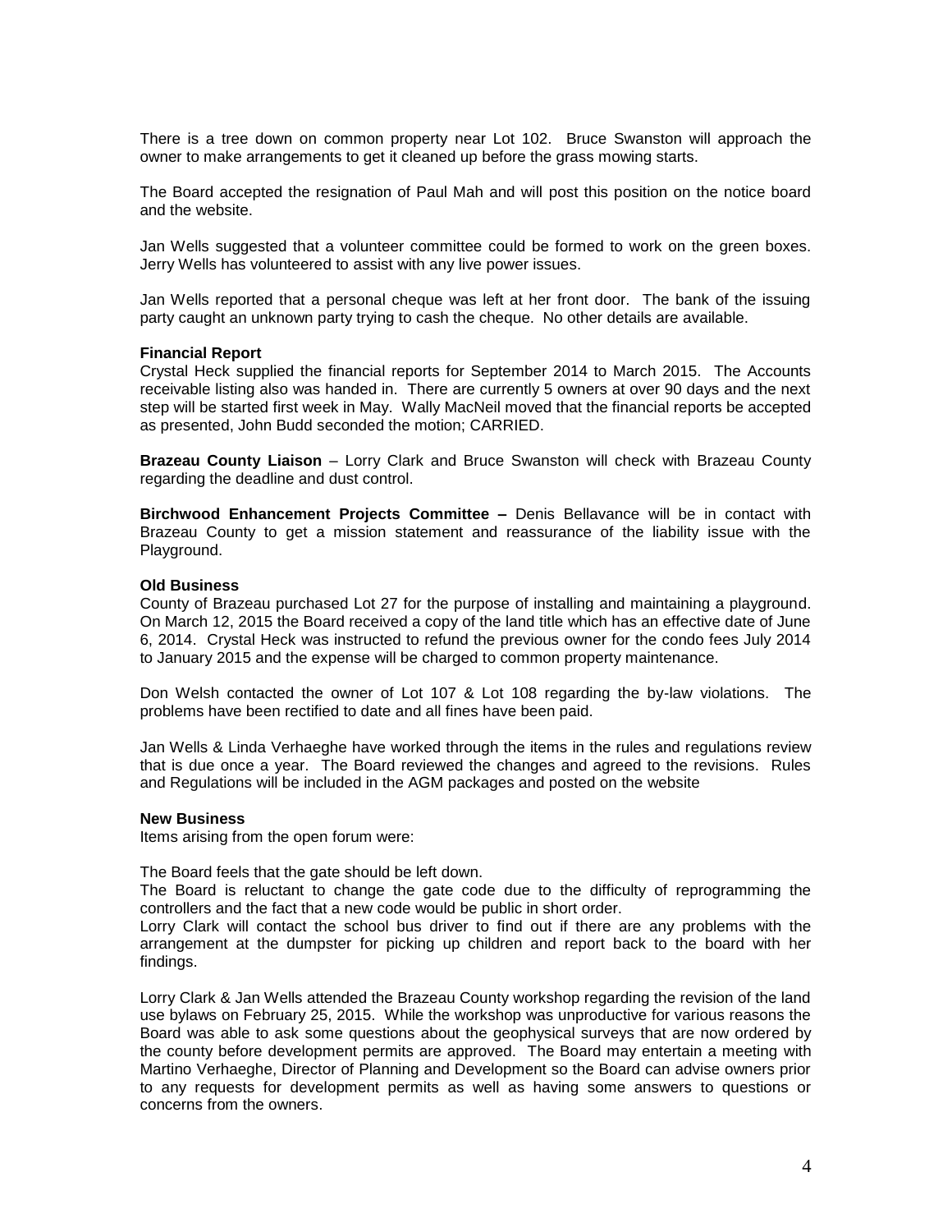There is a tree down on common property near Lot 102. Bruce Swanston will approach the owner to make arrangements to get it cleaned up before the grass mowing starts.

The Board accepted the resignation of Paul Mah and will post this position on the notice board and the website.

Jan Wells suggested that a volunteer committee could be formed to work on the green boxes. Jerry Wells has volunteered to assist with any live power issues.

Jan Wells reported that a personal cheque was left at her front door. The bank of the issuing party caught an unknown party trying to cash the cheque. No other details are available.

**Financial Report**
Crystal Heck supplied the financial reports for September 2014 to March 2015. The Accounts receivable listing also was handed in. There are currently 5 owners at over 90 days and the next step will be started first week in May. Wally MacNeil moved that the financial reports be accepted as presented, John Budd seconded the motion; CARRIED.

**Brazeau County Liaison** – Lorry Clark and Bruce Swanston will check with Brazeau County regarding the deadline and dust control.

**Birchwood Enhancement Projects Committee –** Denis Bellavance will be in contact with Brazeau County to get a mission statement and reassurance of the liability issue with the Playground.

**Old Business**
County of Brazeau purchased Lot 27 for the purpose of installing and maintaining a playground. On March 12, 2015 the Board received a copy of the land title which has an effective date of June 6, 2014. Crystal Heck was instructed to refund the previous owner for the condo fees July 2014 to January 2015 and the expense will be charged to common property maintenance.

Don Welsh contacted the owner of Lot 107 & Lot 108 regarding the by-law violations. The problems have been rectified to date and all fines have been paid.

Jan Wells & Linda Verhaeghe have worked through the items in the rules and regulations review that is due once a year. The Board reviewed the changes and agreed to the revisions. Rules and Regulations will be included in the AGM packages and posted on the website

**New Business**
Items arising from the open forum were:

The Board feels that the gate should be left down.
The Board is reluctant to change the gate code due to the difficulty of reprogramming the controllers and the fact that a new code would be public in short order.
Lorry Clark will contact the school bus driver to find out if there are any problems with the arrangement at the dumpster for picking up children and report back to the board with her findings.

Lorry Clark & Jan Wells attended the Brazeau County workshop regarding the revision of the land use bylaws on February 25, 2015. While the workshop was unproductive for various reasons the Board was able to ask some questions about the geophysical surveys that are now ordered by the county before development permits are approved. The Board may entertain a meeting with Martino Verhaeghe, Director of Planning and Development so the Board can advise owners prior to any requests for development permits as well as having some answers to questions or concerns from the owners.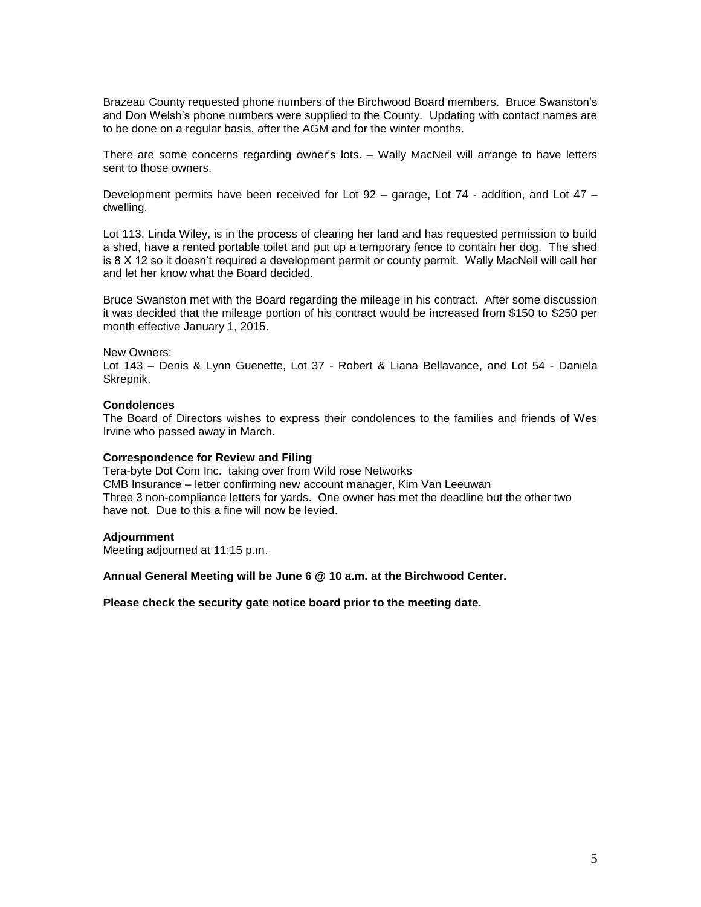Brazeau County requested phone numbers of the Birchwood Board members. Bruce Swanston's and Don Welsh's phone numbers were supplied to the County. Updating with contact names are to be done on a regular basis, after the AGM and for the winter months.

There are some concerns regarding owner's lots. – Wally MacNeil will arrange to have letters sent to those owners.

Development permits have been received for Lot 92 – garage, Lot 74 - addition, and Lot 47 – dwelling.

Lot 113, Linda Wiley, is in the process of clearing her land and has requested permission to build a shed, have a rented portable toilet and put up a temporary fence to contain her dog. The shed is 8 X 12 so it doesn't required a development permit or county permit. Wally MacNeil will call her and let her know what the Board decided.

Bruce Swanston met with the Board regarding the mileage in his contract. After some discussion it was decided that the mileage portion of his contract would be increased from $150 to $250 per month effective January 1, 2015.

New Owners:
Lot 143 – Denis & Lynn Guenette, Lot 37 - Robert & Liana Bellavance, and Lot 54 - Daniela Skrepnik.

**Condolences**
The Board of Directors wishes to express their condolences to the families and friends of Wes Irvine who passed away in March.

**Correspondence for Review and Filing**
Tera-byte Dot Com Inc. taking over from Wild rose Networks
CMB Insurance – letter confirming new account manager, Kim Van Leeuwan
Three 3 non-compliance letters for yards. One owner has met the deadline but the other two have not. Due to this a fine will now be levied.

**Adjournment**
Meeting adjourned at 11:15 p.m.

**Annual General Meeting will be June 6 @ 10 a.m. at the Birchwood Center.**

**Please check the security gate notice board prior to the meeting date.**